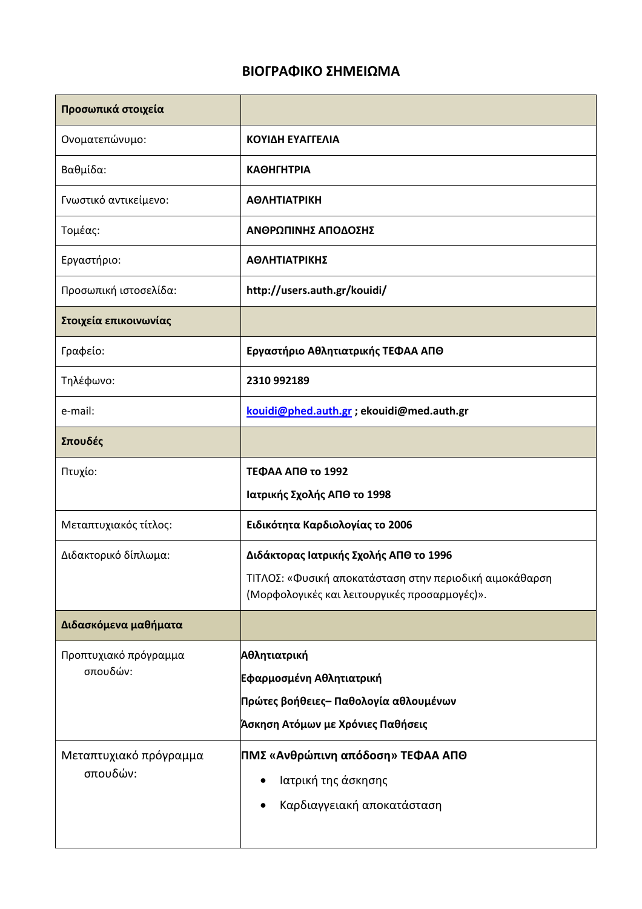# ΒΙΟΓΡΑΦΙΚΟ ΣΗΜΕΙΩΜΑ

| **Προσωπικά στοιχεία** | |
|---|---|
| Ονοματεπώνυμο: | **ΚΟΥΙΔΗ ΕΥΑΓΓΕΛΙΑ** |
| Βαθμίδα: | **ΚΑΘΗΓΗΤΡΙΑ** |
| Γνωστικό αντικείμενο: | **ΑΘΛΗΤΙΑΤΡΙΚΗ** |
| Τομέας: | **ΑΝΘΡΩΠΙΝΗΣ ΑΠΟΔΟΣΗΣ** |
| Εργαστήριο: | **ΑΘΛΗΤΙΑΤΡΙΚΗΣ** |
| Προσωπική ιστοσελίδα: | **http://users.auth.gr/kouidi/** |
| **Στοιχεία επικοινωνίας** | |
| Γραφείο: | **Εργαστήριο Αθλητιατρικής ΤΕΦΑΑ ΑΠΘ** |
| Τηλέφωνο: | **2310 992189** |
| e-mail: | **kouidi@phed.auth.gr ; ekouidi@med.auth.gr** |
| **Σπουδές** | |
| Πτυχίο: | **ΤΕΦΑΑ ΑΠΘ το 1992**<br>**Ιατρικής Σχολής ΑΠΘ το 1998** |
| Μεταπτυχιακός τίτλος: | **Ειδικότητα Καρδιολογίας το 2006** |
| Διδακτορικό δίπλωμα: | **Διδάκτορας Ιατρικής Σχολής ΑΠΘ το 1996**<br>ΤΙΤΛΟΣ: «Φυσική αποκατάσταση στην περιοδική αιμοκάθαρση (Μορφολογικές και λειτουργικές προσαρμογές)». |
| **Διδασκόμενα μαθήματα** | |
| Προπτυχιακό πρόγραμμα σπουδών: | **Αθλητιατρική**<br>**Εφαρμοσμένη Αθλητιατρική**<br>**Πρώτες βοήθειες– Παθολογία αθλουμένων**<br>**Άσκηση Ατόμων με Χρόνιες Παθήσεις** |
| Μεταπτυχιακό πρόγραμμα σπουδών: | **ΠΜΣ «Ανθρώπινη απόδοση» ΤΕΦΑΑ ΑΠΘ**<br>• Ιατρική της άσκησης<br>• Καρδιαγγειακή αποκατάσταση |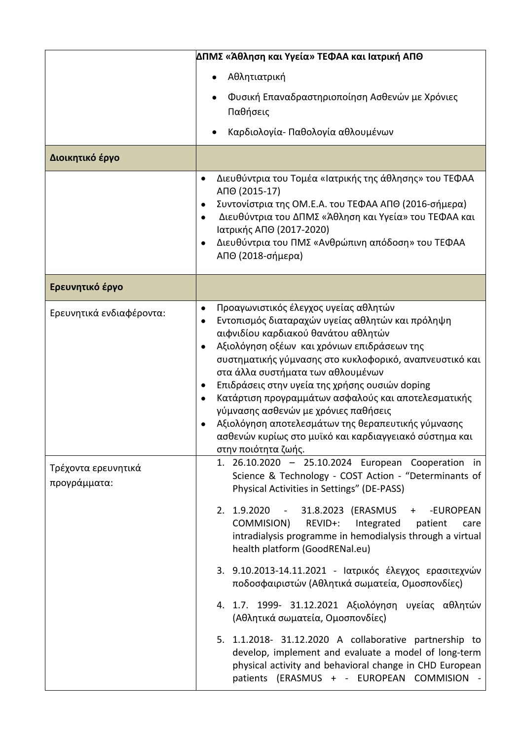| | |
|---|---|
| | **ΔΠΜΣ «Άθληση και Υγεία» ΤΕΦΑΑ και Ιατρική ΑΠΘ**<br>• Αθλητιατρική<br>• Φυσική Επαναδραστηριοποίηση Ασθενών με Χρόνιες Παθήσεις<br>• Καρδιολογία- Παθολογία αθλουμένων |
| **Διοικητικό έργο** | |
| | • Διευθύντρια του Τομέα «Ιατρικής της άθλησης» του ΤΕΦΑΑ ΑΠΘ (2015-17)<br>• Συντονίστρια της ΟΜ.Ε.Α. του ΤΕΦΑΑ ΑΠΘ (2016-σήμερα)<br>• Διευθύντρια του ΔΠΜΣ «Άθληση και Υγεία» του ΤΕΦΑΑ και Ιατρικής ΑΠΘ (2017-2020)<br>• Διευθύντρια του ΠΜΣ «Ανθρώπινη απόδοση» του ΤΕΦΑΑ ΑΠΘ (2018-σήμερα) |
| **Ερευνητικό έργο** | |
| Ερευνητικά ενδιαφέροντα: | • Προαγωνιστικός έλεγχος υγείας αθλητών<br>• Εντοπισμός διαταραχών υγείας αθλητών και πρόληψη αιφνιδίου καρδιακού θανάτου αθλητών<br>• Αξιολόγηση οξέων και χρόνιων επιδράσεων της συστηματικής γύμνασης στο κυκλοφορικό, αναπνευστικό και στα άλλα συστήματα των αθλουμένων<br>• Επιδράσεις στην υγεία της χρήσης ουσιών doping<br>• Κατάρτιση προγραμμάτων ασφαλούς και αποτελεσματικής γύμνασης ασθενών με χρόνιες παθήσεις<br>• Αξιολόγηση αποτελεσμάτων της θεραπευτικής γύμνασης ασθενών κυρίως στο μυϊκό και καρδιαγγειακό σύστημα και στην ποιότητα ζωής. |
| Τρέχοντα ερευνητικά προγράμματα: | 1. 26.10.2020 – 25.10.2024 European Cooperation in Science & Technology - COST Action - “Determinants of Physical Activities in Settings” (DE-PASS)<br>2. 1.9.2020 - 31.8.2023 (ERASMUS + -EUROPEAN COMMISION) REVID+: Integrated patient care intradialysis programme in hemodialysis through a virtual health platform (GoodRENal.eu)<br>3. 9.10.2013-14.11.2021 - Ιατρικός έλεγχος ερασιτεχνών ποδοσφαιριστών (Αθλητικά σωματεία, Ομοσπονδίες)<br>4. 1.7. 1999- 31.12.2021 Αξιολόγηση υγείας αθλητών (Αθλητικά σωματεία, Ομοσπονδίες)<br>5. 1.1.2018- 31.12.2020 A collaborative partnership to develop, implement and evaluate a model of long-term physical activity and behavioral change in CHD European patients (ERASMUS + - EUROPEAN COMMISION - |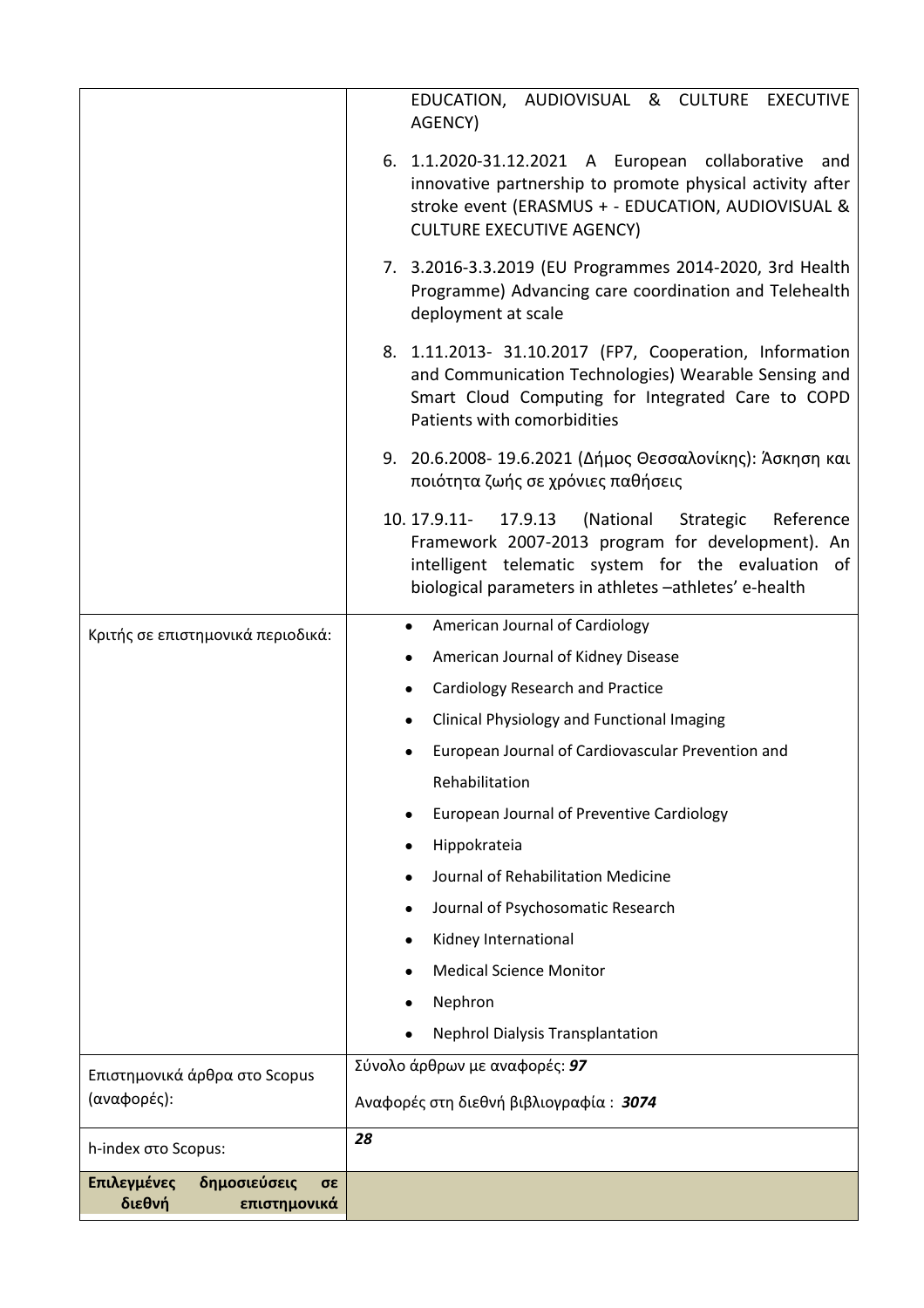| | |
|---|---|
| | EDUCATION, AUDIOVISUAL & CULTURE EXECUTIVE AGENCY)<br><br>6. 1.1.2020-31.12.2021 A European collaborative and innovative partnership to promote physical activity after stroke event (ERASMUS + - EDUCATION, AUDIOVISUAL & CULTURE EXECUTIVE AGENCY)<br><br>7. 3.2016-3.3.2019 (EU Programmes 2014-2020, 3rd Health Programme) Advancing care coordination and Telehealth deployment at scale<br><br>8. 1.11.2013- 31.10.2017 (FP7, Cooperation, Information and Communication Technologies) Wearable Sensing and Smart Cloud Computing for Integrated Care to COPD Patients with comorbidities<br><br>9. 20.6.2008- 19.6.2021 (Δήμος Θεσσαλονίκης): Άσκηση και ποιότητα ζωής σε χρόνιες παθήσεις<br><br>10. 17.9.11- 17.9.13 (National Strategic Reference Framework 2007-2013 program for development). An intelligent telematic system for the evaluation of biological parameters in athletes –athletes' e-health |
| Κριτής σε επιστημονικά περιοδικά: | • American Journal of Cardiology<br>• American Journal of Kidney Disease<br>• Cardiology Research and Practice<br>• Clinical Physiology and Functional Imaging<br>• European Journal of Cardiovascular Prevention and Rehabilitation<br>• European Journal of Preventive Cardiology<br>• Hippokrateia<br>• Journal of Rehabilitation Medicine<br>• Journal of Psychosomatic Research<br>• Kidney International<br>• Medical Science Monitor<br>• Nephron<br>• Nephrol Dialysis Transplantation |
| Επιστημονικά άρθρα στο Scopus (αναφορές): | Σύνολο άρθρων με αναφορές: ***97***<br><br>Αναφορές στη διεθνή βιβλιογραφία : ***3074*** |
| h-index στο Scopus: | ***28*** |
| **Επιλεγμένες δημοσιεύσεις σε διεθνή επιστημονικά** | |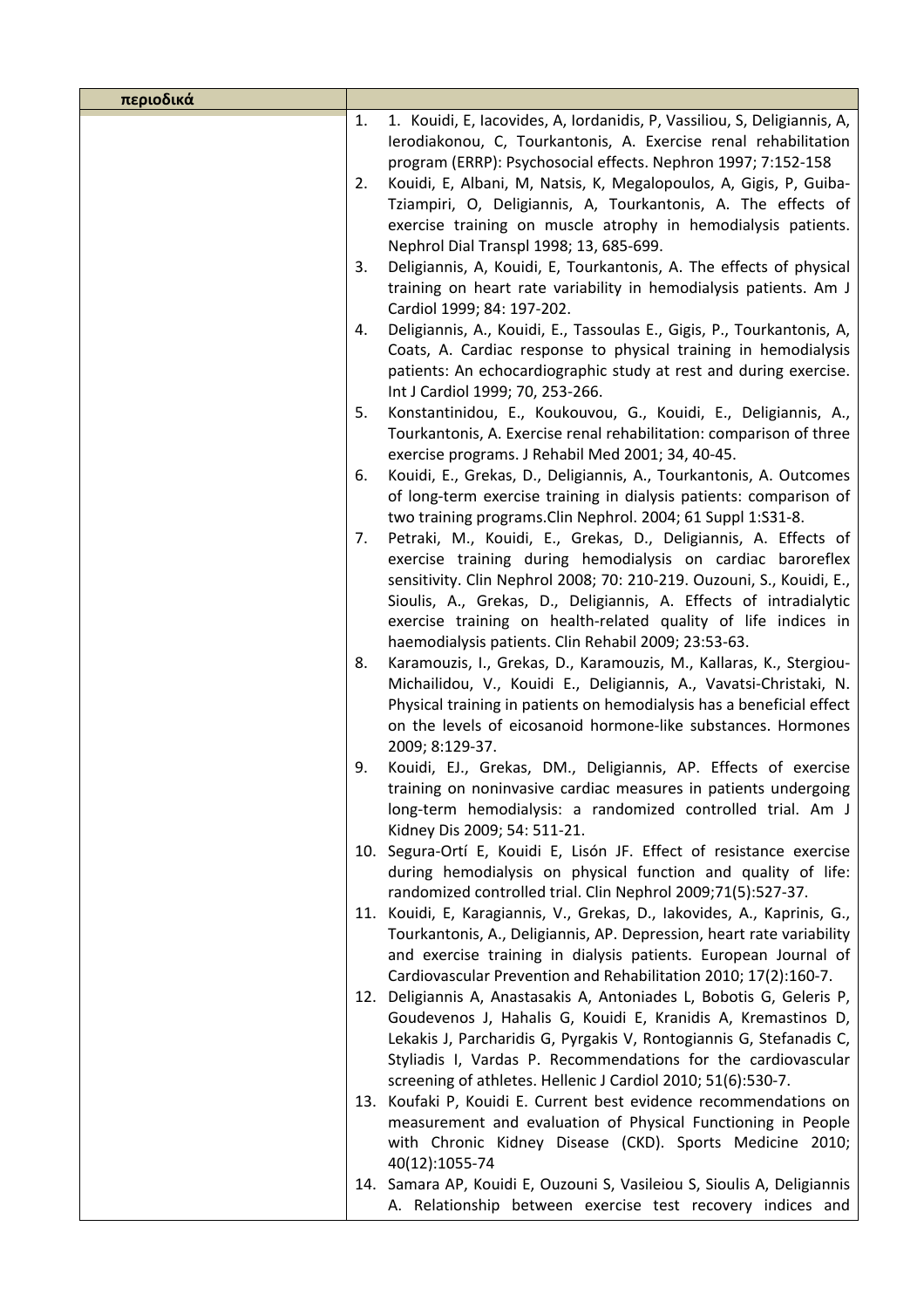| περιοδικά | |
|---|---|
| | 1. 1. Kouidi, E, Iacovides, A, Iordanidis, P, Vassiliou, S, Deligiannis, A, Ierodiakonou, C, Tourkantonis, A. Exercise renal rehabilitation program (ERRP): Psychosocial effects. Nephron 1997; 7:152-158<br>2. Kouidi, E, Albani, M, Natsis, K, Megalopoulos, A, Gigis, P, Guiba-Tziampiri, O, Deligiannis, A, Tourkantonis, A. The effects of exercise training on muscle atrophy in hemodialysis patients. Nephrol Dial Transpl 1998; 13, 685-699.<br>3. Deligiannis, A, Kouidi, E, Tourkantonis, A. The effects of physical training on heart rate variability in hemodialysis patients. Am J Cardiol 1999; 84: 197-202.<br>4. Deligiannis, A., Kouidi, E., Tassoulas E., Gigis, P., Tourkantonis, A, Coats, A. Cardiac response to physical training in hemodialysis patients: An echocardiographic study at rest and during exercise. Int J Cardiol 1999; 70, 253-266.<br>5. Konstantinidou, E., Koukouvou, G., Kouidi, E., Deligiannis, A., Tourkantonis, A. Exercise renal rehabilitation: comparison of three exercise programs. J Rehabil Med 2001; 34, 40-45.<br>6. Kouidi, E., Grekas, D., Deligiannis, A., Tourkantonis, A. Outcomes of long-term exercise training in dialysis patients: comparison of two training programs.Clin Nephrol. 2004; 61 Suppl 1:S31-8.<br>7. Petraki, M., Kouidi, E., Grekas, D., Deligiannis, A. Effects of exercise training during hemodialysis on cardiac baroreflex sensitivity. Clin Nephrol 2008; 70: 210-219. Ouzouni, S., Kouidi, E., Sioulis, A., Grekas, D., Deligiannis, A. Effects of intradialytic exercise training on health-related quality of life indices in haemodialysis patients. Clin Rehabil 2009; 23:53-63.<br>8. Karamouzis, I., Grekas, D., Karamouzis, M., Kallaras, K., Stergiou-Michailidou, V., Kouidi E., Deligiannis, A., Vavatsi-Christaki, N. Physical training in patients on hemodialysis has a beneficial effect on the levels of eicosanoid hormone-like substances. Hormones 2009; 8:129-37.<br>9. Kouidi, EJ., Grekas, DM., Deligiannis, AP. Effects of exercise training on noninvasive cardiac measures in patients undergoing long-term hemodialysis: a randomized controlled trial. Am J Kidney Dis 2009; 54: 511-21.<br>10. Segura-Ortí E, Kouidi E, Lisón JF. Effect of resistance exercise during hemodialysis on physical function and quality of life: randomized controlled trial. Clin Nephrol 2009;71(5):527-37.<br>11. Kouidi, E, Karagiannis, V., Grekas, D., Iakovides, A., Kaprinis, G., Tourkantonis, A., Deligiannis, AP. Depression, heart rate variability and exercise training in dialysis patients. European Journal of Cardiovascular Prevention and Rehabilitation 2010; 17(2):160-7.<br>12. Deligiannis A, Anastasakis A, Antoniades L, Bobotis G, Geleris P, Goudevenos J, Hahalis G, Kouidi E, Kranidis A, Kremastinos D, Lekakis J, Parcharidis G, Pyrgakis V, Rontogiannis G, Stefanadis C, Styliadis I, Vardas P. Recommendations for the cardiovascular screening of athletes. Hellenic J Cardiol 2010; 51(6):530-7.<br>13. Koufaki P, Kouidi E. Current best evidence recommendations on measurement and evaluation of Physical Functioning in People with Chronic Kidney Disease (CKD). Sports Medicine 2010; 40(12):1055-74<br>14. Samara AP, Kouidi E, Ouzouni S, Vasileiou S, Sioulis A, Deligiannis A. Relationship between exercise test recovery indices and |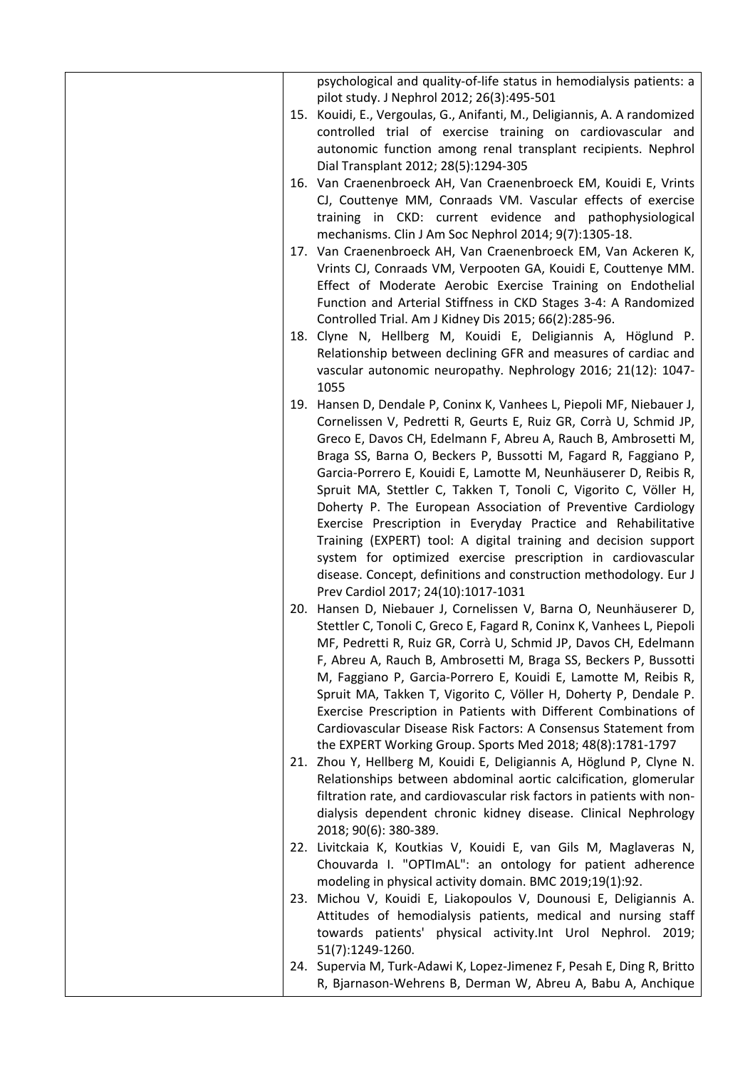| | psychological and quality-of-life status in hemodialysis patients: a pilot study. J Nephrol 2012; 26(3):495-501<br>15. Kouidi, E., Vergoulas, G., Anifanti, M., Deligiannis, A. A randomized controlled trial of exercise training on cardiovascular and autonomic function among renal transplant recipients. Nephrol Dial Transplant 2012; 28(5):1294-305<br>16. Van Craenenbroeck AH, Van Craenenbroeck EM, Kouidi E, Vrints CJ, Couttenye MM, Conraads VM. Vascular effects of exercise training in CKD: current evidence and pathophysiological mechanisms. Clin J Am Soc Nephrol 2014; 9(7):1305-18.<br>17. Van Craenenbroeck AH, Van Craenenbroeck EM, Van Ackeren K, Vrints CJ, Conraads VM, Verpooten GA, Kouidi E, Couttenye MM. Effect of Moderate Aerobic Exercise Training on Endothelial Function and Arterial Stiffness in CKD Stages 3-4: A Randomized Controlled Trial. Am J Kidney Dis 2015; 66(2):285-96.<br>18. Clyne N, Hellberg M, Kouidi E, Deligiannis A, Höglund P. Relationship between declining GFR and measures of cardiac and vascular autonomic neuropathy. Nephrology 2016; 21(12): 1047-1055<br>19. Hansen D, Dendale P, Coninx K, Vanhees L, Piepoli MF, Niebauer J, Cornelissen V, Pedretti R, Geurts E, Ruiz GR, Corrà U, Schmid JP, Greco E, Davos CH, Edelmann F, Abreu A, Rauch B, Ambrosetti M, Braga SS, Barna O, Beckers P, Bussotti M, Fagard R, Faggiano P, Garcia-Porrero E, Kouidi E, Lamotte M, Neunhäuserer D, Reibis R, Spruit MA, Stettler C, Takken T, Tonoli C, Vigorito C, Völler H, Doherty P. The European Association of Preventive Cardiology Exercise Prescription in Everyday Practice and Rehabilitative Training (EXPERT) tool: A digital training and decision support system for optimized exercise prescription in cardiovascular disease. Concept, definitions and construction methodology. Eur J Prev Cardiol 2017; 24(10):1017-1031<br>20. Hansen D, Niebauer J, Cornelissen V, Barna O, Neunhäuserer D, Stettler C, Tonoli C, Greco E, Fagard R, Coninx K, Vanhees L, Piepoli MF, Pedretti R, Ruiz GR, Corrà U, Schmid JP, Davos CH, Edelmann F, Abreu A, Rauch B, Ambrosetti M, Braga SS, Beckers P, Bussotti M, Faggiano P, Garcia-Porrero E, Kouidi E, Lamotte M, Reibis R, Spruit MA, Takken T, Vigorito C, Völler H, Doherty P, Dendale P. Exercise Prescription in Patients with Different Combinations of Cardiovascular Disease Risk Factors: A Consensus Statement from the EXPERT Working Group. Sports Med 2018; 48(8):1781-1797<br>21. Zhou Y, Hellberg M, Kouidi E, Deligiannis A, Höglund P, Clyne N. Relationships between abdominal aortic calcification, glomerular filtration rate, and cardiovascular risk factors in patients with non-dialysis dependent chronic kidney disease. Clinical Nephrology 2018; 90(6): 380-389.<br>22. Livitckaia K, Koutkias V, Kouidi E, van Gils M, Maglaveras N, Chouvarda I. "OPTImAL": an ontology for patient adherence modeling in physical activity domain. BMC 2019;19(1):92.<br>23. Michou V, Kouidi E, Liakopoulos V, Dounousi E, Deligiannis A. Attitudes of hemodialysis patients, medical and nursing staff towards patients' physical activity.Int Urol Nephrol. 2019; 51(7):1249-1260.<br>24. Supervia M, Turk-Adawi K, Lopez-Jimenez F, Pesah E, Ding R, Britto R, Bjarnason-Wehrens B, Derman W, Abreu A, Babu A, Anchique |
|---|---|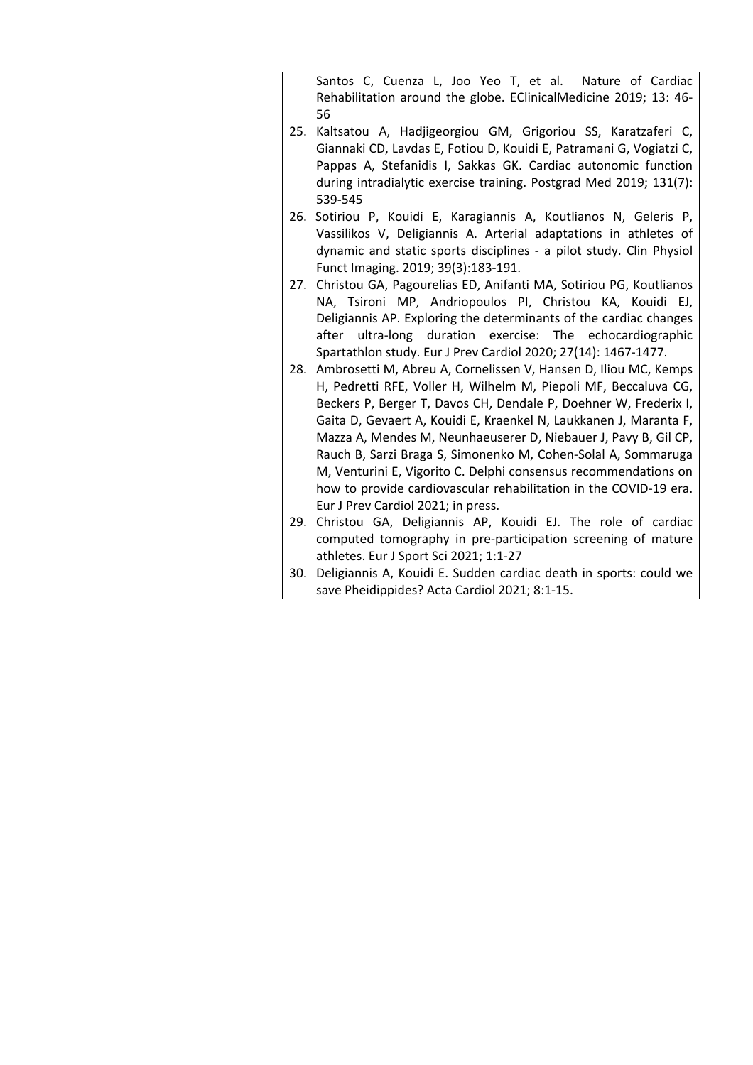| | |
|---|---|
| | Santos C, Cuenza L, Joo Yeo T, et al. Nature of Cardiac Rehabilitation around the globe. EClinicalMedicine 2019; 13: 46-56<br>25. Kaltsatou A, Hadjigeorgiou GM, Grigoriou SS, Karatzaferi C, Giannaki CD, Lavdas E, Fotiou D, Kouidi E, Patramani G, Vogiatzi C, Pappas A, Stefanidis I, Sakkas GK. Cardiac autonomic function during intradialytic exercise training. Postgrad Med 2019; 131(7): 539-545<br>26. Sotiriou P, Kouidi E, Karagiannis A, Koutlianos N, Geleris P, Vassilikos V, Deligiannis A. Arterial adaptations in athletes of dynamic and static sports disciplines - a pilot study. Clin Physiol Funct Imaging. 2019; 39(3):183-191.<br>27. Christou GA, Pagourelias ED, Anifanti MA, Sotiriou PG, Koutlianos NA, Tsironi MP, Andriopoulos PI, Christou KA, Kouidi EJ, Deligiannis AP. Exploring the determinants of the cardiac changes after ultra-long duration exercise: The echocardiographic Spartathlon study. Eur J Prev Cardiol 2020; 27(14): 1467-1477.<br>28. Ambrosetti M, Abreu A, Cornelissen V, Hansen D, Iliou MC, Kemps H, Pedretti RFE, Voller H, Wilhelm M, Piepoli MF, Beccaluva CG, Beckers P, Berger T, Davos CH, Dendale P, Doehner W, Frederix I, Gaita D, Gevaert A, Kouidi E, Kraenkel N, Laukkanen J, Maranta F, Mazza A, Mendes M, Neunhaeuserer D, Niebauer J, Pavy B, Gil CP, Rauch B, Sarzi Braga S, Simonenko M, Cohen-Solal A, Sommaruga M, Venturini E, Vigorito C. Delphi consensus recommendations on how to provide cardiovascular rehabilitation in the COVID-19 era. Eur J Prev Cardiol 2021; in press.<br>29. Christou GA, Deligiannis AP, Kouidi EJ. The role of cardiac computed tomography in pre-participation screening of mature athletes. Eur J Sport Sci 2021; 1:1-27<br>30. Deligiannis A, Kouidi E. Sudden cardiac death in sports: could we save Pheidippides? Acta Cardiol 2021; 8:1-15. |